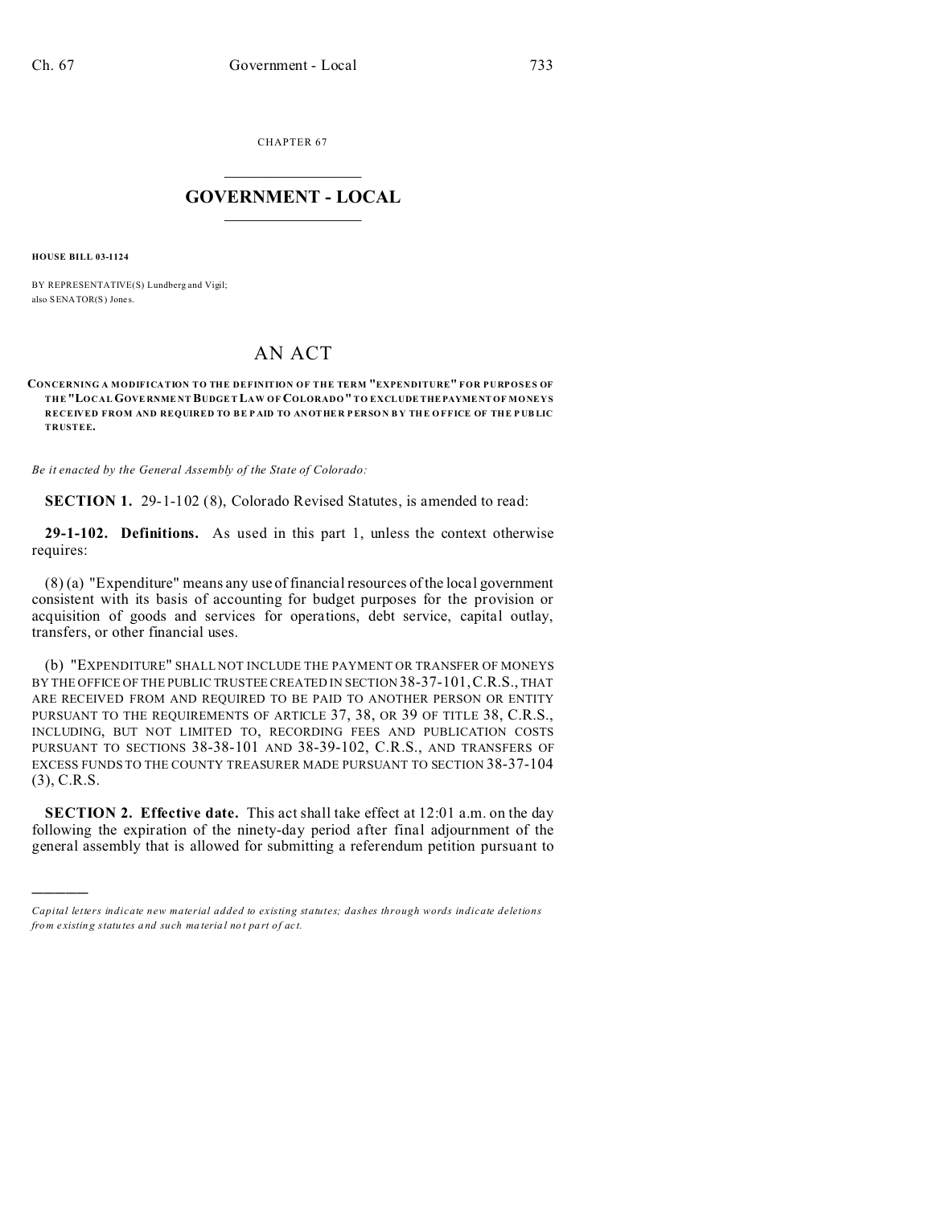CHAPTER 67

# GOVERNMENT - LOCAL

**HOUSE BILL 03-1124**

BY REPRESENTATIVE(S) Lundberg and Vigil;
also SENATOR(S) Jones.

## AN ACT

**CONCERNING A MODIFICATION TO THE DEFINITION OF THE TERM "EXPENDITURE" FOR PURPOSES OF THE "LOCAL GOVERNMENT BUDGET LAW OF COLORADO" TO EXCLUDE THE PAYMENT OF MONEYS RECEIVED FROM AND REQUIRED TO BE PAID TO ANOTHER PERSON BY THE OFFICE OF THE PUBLIC TRUSTEE.**

*Be it enacted by the General Assembly of the State of Colorado:*

**SECTION 1.** 29-1-102 (8), Colorado Revised Statutes, is amended to read:

**29-1-102. Definitions.** As used in this part 1, unless the context otherwise requires:

(8) (a) "Expenditure" means any use of financial resources of the local government consistent with its basis of accounting for budget purposes for the provision or acquisition of goods and services for operations, debt service, capital outlay, transfers, or other financial uses.

(b) "EXPENDITURE" SHALL NOT INCLUDE THE PAYMENT OR TRANSFER OF MONEYS BY THE OFFICE OF THE PUBLIC TRUSTEE CREATED IN SECTION 38-37-101, C.R.S., THAT ARE RECEIVED FROM AND REQUIRED TO BE PAID TO ANOTHER PERSON OR ENTITY PURSUANT TO THE REQUIREMENTS OF ARTICLE 37, 38, OR 39 OF TITLE 38, C.R.S., INCLUDING, BUT NOT LIMITED TO, RECORDING FEES AND PUBLICATION COSTS PURSUANT TO SECTIONS 38-38-101 AND 38-39-102, C.R.S., AND TRANSFERS OF EXCESS FUNDS TO THE COUNTY TREASURER MADE PURSUANT TO SECTION 38-37-104 (3), C.R.S.

**SECTION 2. Effective date.** This act shall take effect at 12:01 a.m. on the day following the expiration of the ninety-day period after final adjournment of the general assembly that is allowed for submitting a referendum petition pursuant to

---

*Capital letters indicate new material added to existing statutes; dashes through words indicate deletions from existing statutes and such material not part of act.*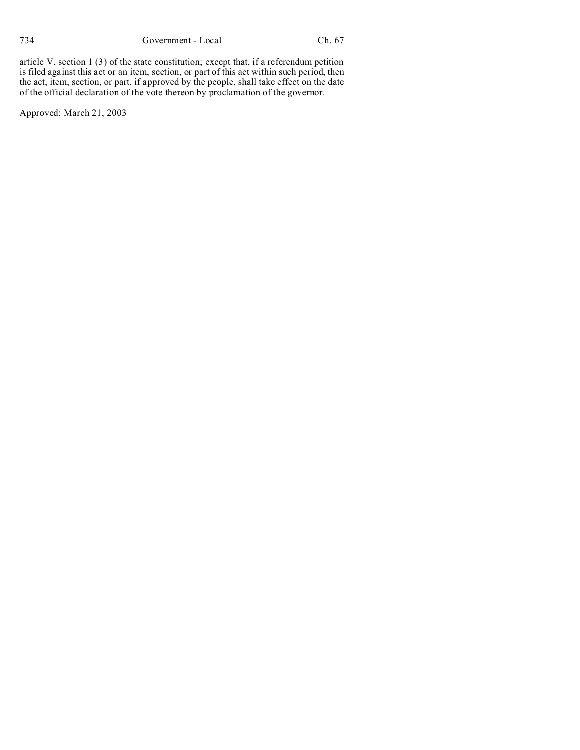article V, section 1 (3) of the state constitution; except that, if a referendum petition is filed against this act or an item, section, or part of this act within such period, then the act, item, section, or part, if approved by the people, shall take effect on the date of the official declaration of the vote thereon by proclamation of the governor.

Approved: March 21, 2003